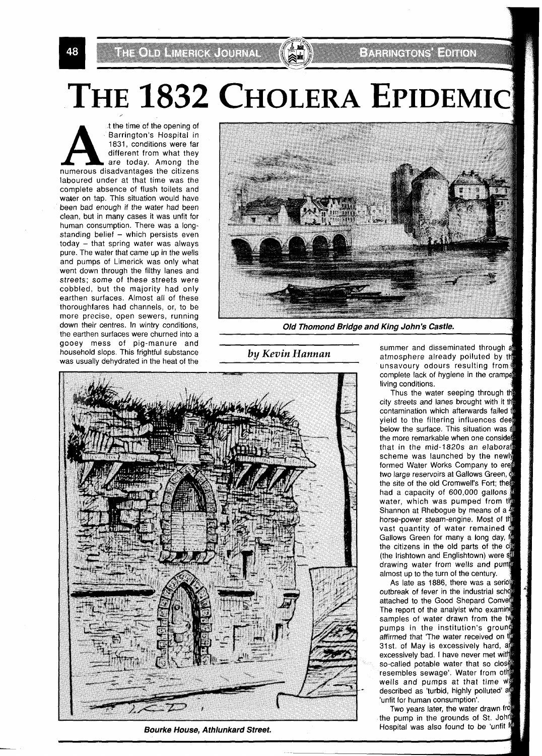# THE 1832 CHOLERA EPIDEMIC

*by Kevin Hannan*

At the time of the opening of Barrington's Hospital in 1831, conditions were far different from what they are today. Among the numerous disadvantages the citizens laboured under at that time was the complete absence of flush toilets and water on tap. This situation would have been bad enough if the water had been clean, but in many cases it was unfit for human consumption. There was a long-standing belief – which persists even today – that spring water was always pure. The water that came up in the wells and pumps of Limerick was only what went down through the filthy lanes and streets; some of these streets were cobbled, but the majority had only earthen surfaces. Almost all of these thoroughfares had channels, or, to be more precise, open sewers, running down their centres. In wintry conditions, the earthen surfaces were churned into a gooey mess of pig-manure and household slops. This frightful substance was usually dehydrated in the heat of the summer and disseminated through an atmosphere already polluted by the unsavoury odours resulting from a complete lack of hygiene in the cramped living conditions.

**Old Thomond Bridge and King John's Castle.**

**Bourke House, Athlunkard Street.**

Thus the water seeping through the city streets and lanes brought with it the contamination which afterwards failed to yield to the filtering influences deep below the surface. This situation was all the more remarkable when one considers that in the mid-1820s an elaborate scheme was launched by the newly formed Water Works Company to erect two large reservoirs at Gallows Green, on the site of the old Cromwell's Fort; these had a capacity of 600,000 gallons of water, which was pumped from the Shannon at Rhebogue by means of a 4 horse-power steam-engine. Most of the vast quantity of water remained on Gallows Green for many a long day, for the citizens in the old parts of the city (the Irishtown and Englishtown) were still drawing water from wells and pumps almost up to the turn of the century.

As late as 1886, there was a serious outbreak of fever in the industrial school attached to the Good Shepard Convent. The report of the analyst who examined samples of water drawn from the two pumps in the institution's grounds affirmed that 'The water received on the 31st. of May is excessively hard, and excessively bad. I have never met with so-called potable water that so closely resembles sewage'. Water from other wells and pumps at that time was described as 'turbid, highly polluted' and 'unfit for human consumption'.

Two years later, the water drawn from the pump in the grounds of St. John's Hospital was also found to be 'unfit for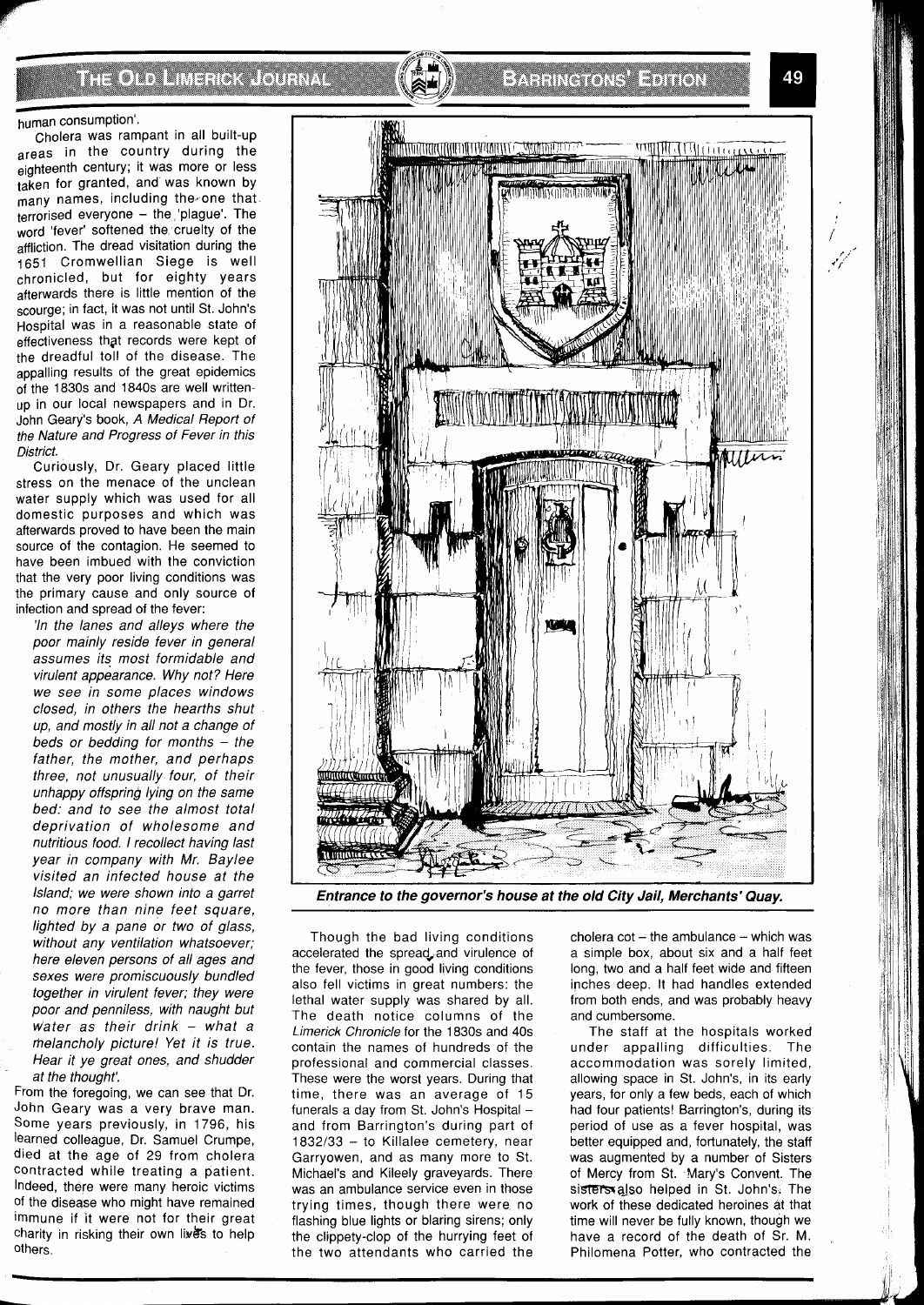human consumption'.

Cholera was rampant in all built-up areas in the country during the eighteenth century; it was more or less taken for granted, and was known by many names, including the one that terrorised everyone – the 'plague'. The word 'fever' softened the cruelty of the affliction. The dread visitation during the 1651 Cromwellian Siege is well chronicled, but for eighty years afterwards there is little mention of the scourge; in fact, it was not until St. John's Hospital was in a reasonable state of effectiveness that records were kept of the dreadful toll of the disease. The appalling results of the great epidemics of the 1830s and 1840s are well written-up in our local newspapers and in Dr. John Geary's book, *A Medical Report of the Nature and Progress of Fever in this District.*

Curiously, Dr. Geary placed little stress on the menace of the unclean water supply which was used for all domestic purposes and which was afterwards proved to have been the main source of the contagion. He seemed to have been imbued with the conviction that the very poor living conditions was the primary cause and only source of infection and spread of the fever:

> *'In the lanes and alleys where the poor mainly reside fever in general assumes its most formidable and virulent appearance. Why not? Here we see in some places windows closed, in others the hearths shut up, and mostly in all not a change of beds or bedding for months – the father, the mother, and perhaps three, not unusually four, of their unhappy offspring lying on the same bed: and to see the almost total deprivation of wholesome and nutritious food. I recollect having last year in company with Mr. Baylee visited an infected house at the Island; we were shown into a garret no more than nine feet square, lighted by a pane or two of glass, without any ventilation whatsoever; here eleven persons of all ages and sexes were promiscuously bundled together in virulent fever; they were poor and penniless, with naught but water as their drink – what a melancholy picture! Yet it is true. Hear it ye great ones, and shudder at the thought'.*

From the foregoing, we can see that Dr. John Geary was a very brave man. Some years previously, in 1796, his learned colleague, Dr. Samuel Crumpe, died at the age of 29 from cholera contracted while treating a patient. Indeed, there were many heroic victims of the disease who might have remained immune if it were not for their great charity in risking their own lives to help others.

***Entrance to the governor's house at the old City Jail, Merchants' Quay.***

Though the bad living conditions accelerated the spread and virulence of the fever, those in good living conditions also fell victims in great numbers: the lethal water supply was shared by all. The death notice columns of the *Limerick Chronicle* for the 1830s and 40s contain the names of hundreds of the professional and commercial classes. These were the worst years. During that time, there was an average of 15 funerals a day from St. John's Hospital – and from Barrington's during part of 1832/33 – to Killalee cemetery, near Garryowen, and as many more to St. Michael's and Kileely graveyards. There was an ambulance service even in those trying times, though there were no flashing blue lights or blaring sirens; only the clippety-clop of the hurrying feet of the two attendants who carried the cholera cot – the ambulance – which was a simple box, about six and a half feet long, two and a half feet wide and fifteen inches deep. It had handles extended from both ends, and was probably heavy and cumbersome.

The staff at the hospitals worked under appalling difficulties. The accommodation was sorely limited, allowing space in St. John's, in its early years, for only a few beds, each of which had four patients! Barrington's, during its period of use as a fever hospital, was better equipped and, fortunately, the staff was augmented by a number of Sisters of Mercy from St. Mary's Convent. The sisters also helped in St. John's. The work of these dedicated heroines at that time will never be fully known, though we have a record of the death of Sr. M. Philomena Potter, who contracted the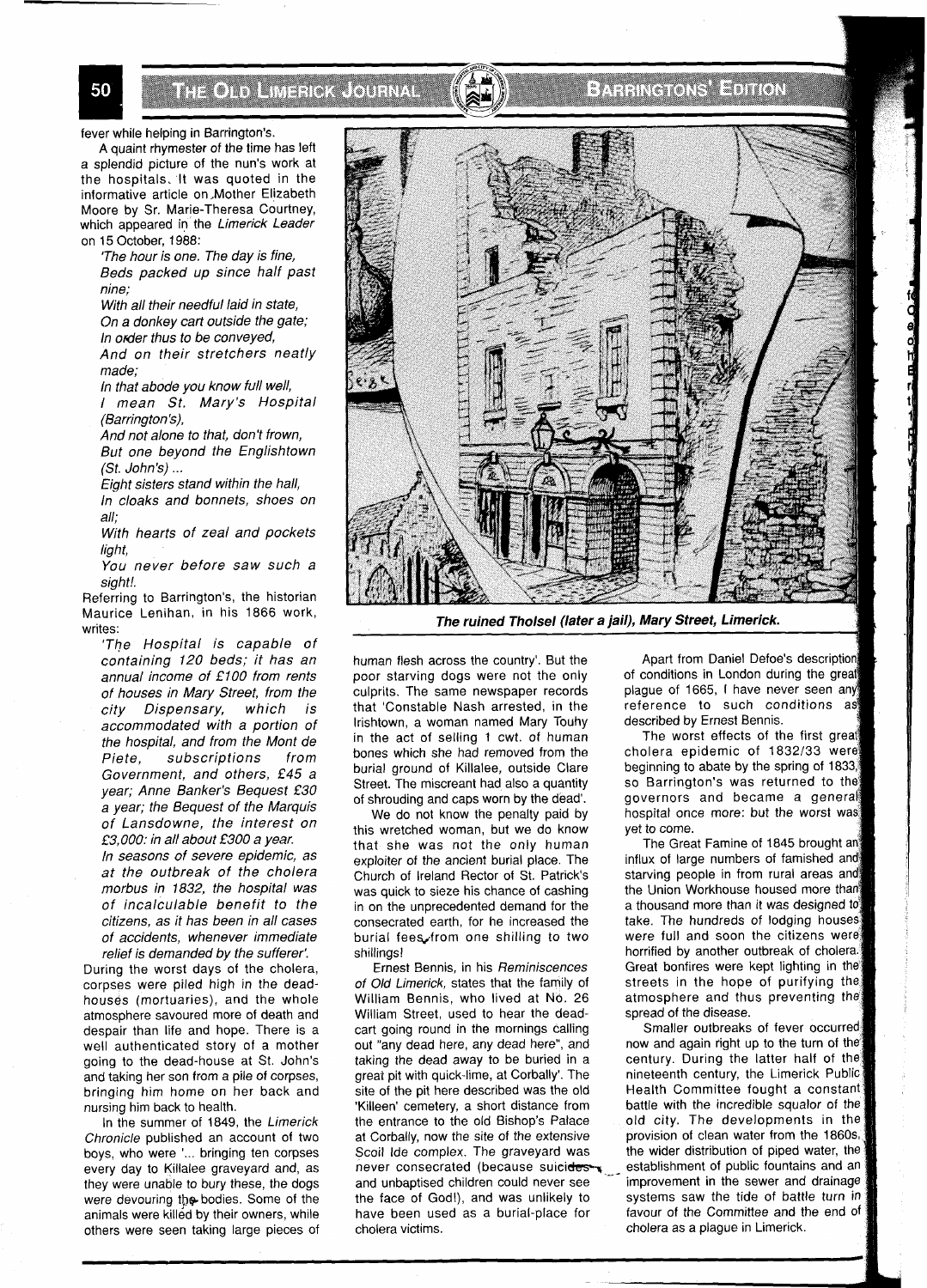fever while helping in Barrington's.

A quaint rhymester of the time has left a splendid picture of the nun's work at the hospitals. It was quoted in the informative article on Mother Elizabeth Moore by Sr. Marie-Theresa Courtney, which appeared in the *Limerick Leader* on 15 October, 1988:

> *'The hour is one. The day is fine,*
> *Beds packed up since half past nine;*
> *With all their needful laid in state,*
> *On a donkey cart outside the gate;*
> *In order thus to be conveyed,*
> *And on their stretchers neatly made;*
> *In that abode you know full well,*
> *I mean St. Mary's Hospital (Barrington's),*
> *And not alone to that, don't frown,*
> *But one beyond the Englishtown (St. John's) ...*
> *Eight sisters stand within the hall,*
> *In cloaks and bonnets, shoes on all;*
> *With hearts of zeal and pockets light,*
> *You never before saw such a sight!.*

Referring to Barrington's, the historian Maurice Lenihan, in his 1866 work, writes:

> *'The Hospital is capable of containing 120 beds; it has an annual income of £100 from rents of houses in Mary Street, from the city Dispensary, which is accommodated with a portion of the hospital, and from the Mont de Piete, subscriptions from Government, and others, £45 a year; Anne Banker's Bequest £30 a year; the Bequest of the Marquis of Lansdowne, the interest on £3,000: in all about £300 a year.*
>
> *In seasons of severe epidemic, as at the outbreak of the cholera morbus in 1832, the hospital was of incalculable benefit to the citizens, as it has been in all cases of accidents, whenever immediate relief is demanded by the sufferer'.*

During the worst days of the cholera, corpses were piled high in the dead-houses (mortuaries), and the whole atmosphere savoured more of death and despair than life and hope. There is a well authenticated story of a mother going to the dead-house at St. John's and taking her son from a pile of corpses, bringing him home on her back and nursing him back to health.

In the summer of 1849, the *Limerick Chronicle* published an account of two boys, who were '... bringing ten corpses every day to Killalee graveyard and, as they were unable to bury these, the dogs were devouring the bodies. Some of the animals were killed by their owners, while others were seen taking large pieces of human flesh across the country'. But the poor starving dogs were not the only culprits. The same newspaper records that 'Constable Nash arrested, in the Irishtown, a woman named Mary Touhy in the act of selling 1 cwt. of human bones which she had removed from the burial ground of Killalee, outside Clare Street. The miscreant had also a quantity of shrouding and caps worn by the dead'.

We do not know the penalty paid by this wretched woman, but we do know that she was not the only human exploiter of the ancient burial place. The Church of Ireland Rector of St. Patrick's was quick to sieze his chance of cashing in on the unprecedented demand for the consecrated earth, for he increased the burial fees from one shilling to two shillings!

Ernest Bennis, in his *Reminiscences of Old Limerick*, states that the family of William Bennis, who lived at No. 26 William Street, used to hear the dead-cart going round in the mornings calling out "any dead here, any dead here", and taking the dead away to be buried in a great pit with quick-lime, at Corbally'. The site of the pit here described was the old 'Killeen' cemetery, a short distance from the entrance to the old Bishop's Palace at Corbally, now the site of the extensive Scoil Ide complex. The graveyard was never consecrated (because suicides and unbaptised children could never see the face of God!), and was unlikely to have been used as a burial-place for cholera victims.

**The ruined Tholsel (later a jail), Mary Street, Limerick.**

Apart from Daniel Defoe's description of conditions in London during the great plague of 1665, I have never seen any reference to such conditions as described by Ernest Bennis.

The worst effects of the first great cholera epidemic of 1832/33 were beginning to abate by the spring of 1833, so Barrington's was returned to the governors and became a general hospital once more: but the worst was yet to come.

The Great Famine of 1845 brought an influx of large numbers of famished and starving people in from rural areas and the Union Workhouse housed more than a thousand more than it was designed to take. The hundreds of lodging houses were full and soon the citizens were horrified by another outbreak of cholera. Great bonfires were kept lighting in the streets in the hope of purifying the atmosphere and thus preventing the spread of the disease.

Smaller outbreaks of fever occurred now and again right up to the turn of the century. During the latter half of the nineteenth century, the Limerick Public Health Committee fought a constant battle with the incredible squalor of the old city. The developments in the provision of clean water from the 1860s, the wider distribution of piped water, the establishment of public fountains and an improvement in the sewer and drainage systems saw the tide of battle turn in favour of the Committee and the end of cholera as a plague in Limerick.